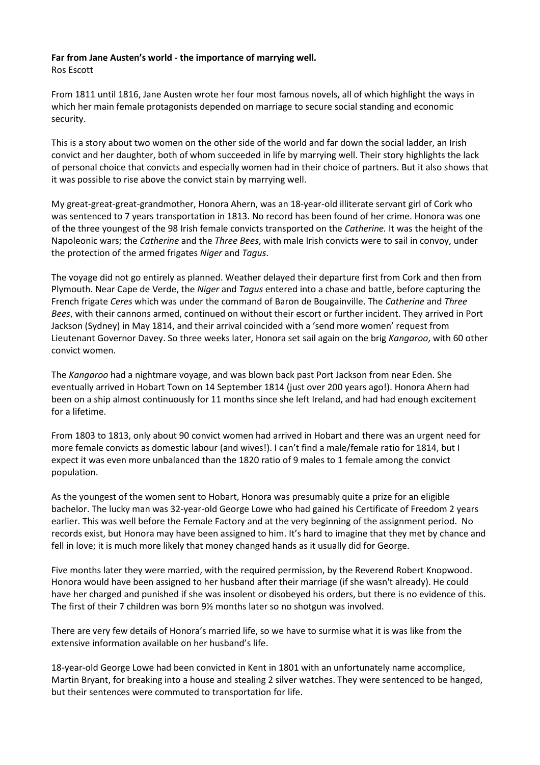**Far from Jane Austen's world - the importance of marrying well.**
Ros Escott

From 1811 until 1816, Jane Austen wrote her four most famous novels, all of which highlight the ways in which her main female protagonists depended on marriage to secure social standing and economic security.

This is a story about two women on the other side of the world and far down the social ladder, an Irish convict and her daughter, both of whom succeeded in life by marrying well. Their story highlights the lack of personal choice that convicts and especially women had in their choice of partners. But it also shows that it was possible to rise above the convict stain by marrying well.

My great-great-great-grandmother, Honora Ahern, was an 18-year-old illiterate servant girl of Cork who was sentenced to 7 years transportation in 1813. No record has been found of her crime. Honora was one of the three youngest of the 98 Irish female convicts transported on the *Catherine.* It was the height of the Napoleonic wars; the *Catherine* and the *Three Bees*, with male Irish convicts were to sail in convoy, under the protection of the armed frigates *Niger* and *Tagus*.

The voyage did not go entirely as planned. Weather delayed their departure first from Cork and then from Plymouth. Near Cape de Verde, the *Niger* and *Tagus* entered into a chase and battle, before capturing the French frigate *Ceres* which was under the command of Baron de Bougainville. The *Catherine* and *Three Bees*, with their cannons armed, continued on without their escort or further incident. They arrived in Port Jackson (Sydney) in May 1814, and their arrival coincided with a 'send more women' request from Lieutenant Governor Davey. So three weeks later, Honora set sail again on the brig *Kangaroo*, with 60 other convict women.

The *Kangaroo* had a nightmare voyage, and was blown back past Port Jackson from near Eden. She eventually arrived in Hobart Town on 14 September 1814 (just over 200 years ago!). Honora Ahern had been on a ship almost continuously for 11 months since she left Ireland, and had had enough excitement for a lifetime.

From 1803 to 1813, only about 90 convict women had arrived in Hobart and there was an urgent need for more female convicts as domestic labour (and wives!). I can't find a male/female ratio for 1814, but I expect it was even more unbalanced than the 1820 ratio of 9 males to 1 female among the convict population.

As the youngest of the women sent to Hobart, Honora was presumably quite a prize for an eligible bachelor. The lucky man was 32-year-old George Lowe who had gained his Certificate of Freedom 2 years earlier. This was well before the Female Factory and at the very beginning of the assignment period. No records exist, but Honora may have been assigned to him. It's hard to imagine that they met by chance and fell in love; it is much more likely that money changed hands as it usually did for George.

Five months later they were married, with the required permission, by the Reverend Robert Knopwood. Honora would have been assigned to her husband after their marriage (if she wasn't already). He could have her charged and punished if she was insolent or disobeyed his orders, but there is no evidence of this. The first of their 7 children was born 9½ months later so no shotgun was involved.

There are very few details of Honora's married life, so we have to surmise what it is was like from the extensive information available on her husband's life.

18-year-old George Lowe had been convicted in Kent in 1801 with an unfortunately name accomplice, Martin Bryant, for breaking into a house and stealing 2 silver watches. They were sentenced to be hanged, but their sentences were commuted to transportation for life.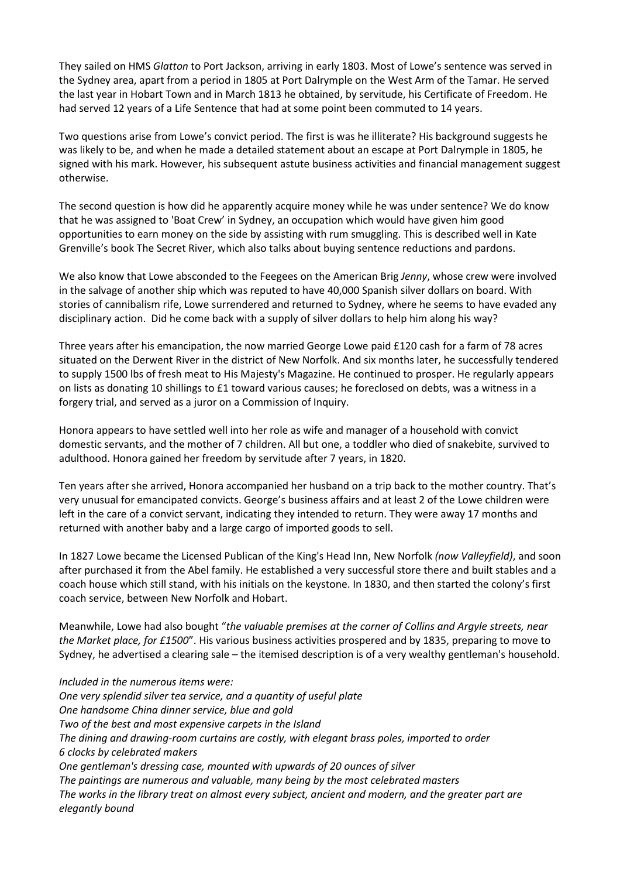They sailed on HMS *Glatton* to Port Jackson, arriving in early 1803. Most of Lowe's sentence was served in the Sydney area, apart from a period in 1805 at Port Dalrymple on the West Arm of the Tamar. He served the last year in Hobart Town and in March 1813 he obtained, by servitude, his Certificate of Freedom. He had served 12 years of a Life Sentence that had at some point been commuted to 14 years.

Two questions arise from Lowe's convict period. The first is was he illiterate? His background suggests he was likely to be, and when he made a detailed statement about an escape at Port Dalrymple in 1805, he signed with his mark. However, his subsequent astute business activities and financial management suggest otherwise.

The second question is how did he apparently acquire money while he was under sentence? We do know that he was assigned to 'Boat Crew' in Sydney, an occupation which would have given him good opportunities to earn money on the side by assisting with rum smuggling. This is described well in Kate Grenville's book The Secret River, which also talks about buying sentence reductions and pardons.

We also know that Lowe absconded to the Feegees on the American Brig *Jenny*, whose crew were involved in the salvage of another ship which was reputed to have 40,000 Spanish silver dollars on board. With stories of cannibalism rife, Lowe surrendered and returned to Sydney, where he seems to have evaded any disciplinary action. Did he come back with a supply of silver dollars to help him along his way?

Three years after his emancipation, the now married George Lowe paid £120 cash for a farm of 78 acres situated on the Derwent River in the district of New Norfolk. And six months later, he successfully tendered to supply 1500 lbs of fresh meat to His Majesty's Magazine. He continued to prosper. He regularly appears on lists as donating 10 shillings to £1 toward various causes; he foreclosed on debts, was a witness in a forgery trial, and served as a juror on a Commission of Inquiry.

Honora appears to have settled well into her role as wife and manager of a household with convict domestic servants, and the mother of 7 children. All but one, a toddler who died of snakebite, survived to adulthood. Honora gained her freedom by servitude after 7 years, in 1820.

Ten years after she arrived, Honora accompanied her husband on a trip back to the mother country. That's very unusual for emancipated convicts. George's business affairs and at least 2 of the Lowe children were left in the care of a convict servant, indicating they intended to return. They were away 17 months and returned with another baby and a large cargo of imported goods to sell.

In 1827 Lowe became the Licensed Publican of the King's Head Inn, New Norfolk *(now Valleyfield)*, and soon after purchased it from the Abel family. He established a very successful store there and built stables and a coach house which still stand, with his initials on the keystone. In 1830, and then started the colony's first coach service, between New Norfolk and Hobart.

Meanwhile, Lowe had also bought "*the valuable premises at the corner of Collins and Argyle streets, near the Market place, for £1500*". His various business activities prospered and by 1835, preparing to move to Sydney, he advertised a clearing sale – the itemised description is of a very wealthy gentleman's household.

*Included in the numerous items were:*
*One very splendid silver tea service, and a quantity of useful plate*
*One handsome China dinner service, blue and gold*
*Two of the best and most expensive carpets in the Island*
*The dining and drawing-room curtains are costly, with elegant brass poles, imported to order*
*6 clocks by celebrated makers*
*One gentleman's dressing case, mounted with upwards of 20 ounces of silver*
*The paintings are numerous and valuable, many being by the most celebrated masters*
*The works in the library treat on almost every subject, ancient and modern, and the greater part are elegantly bound*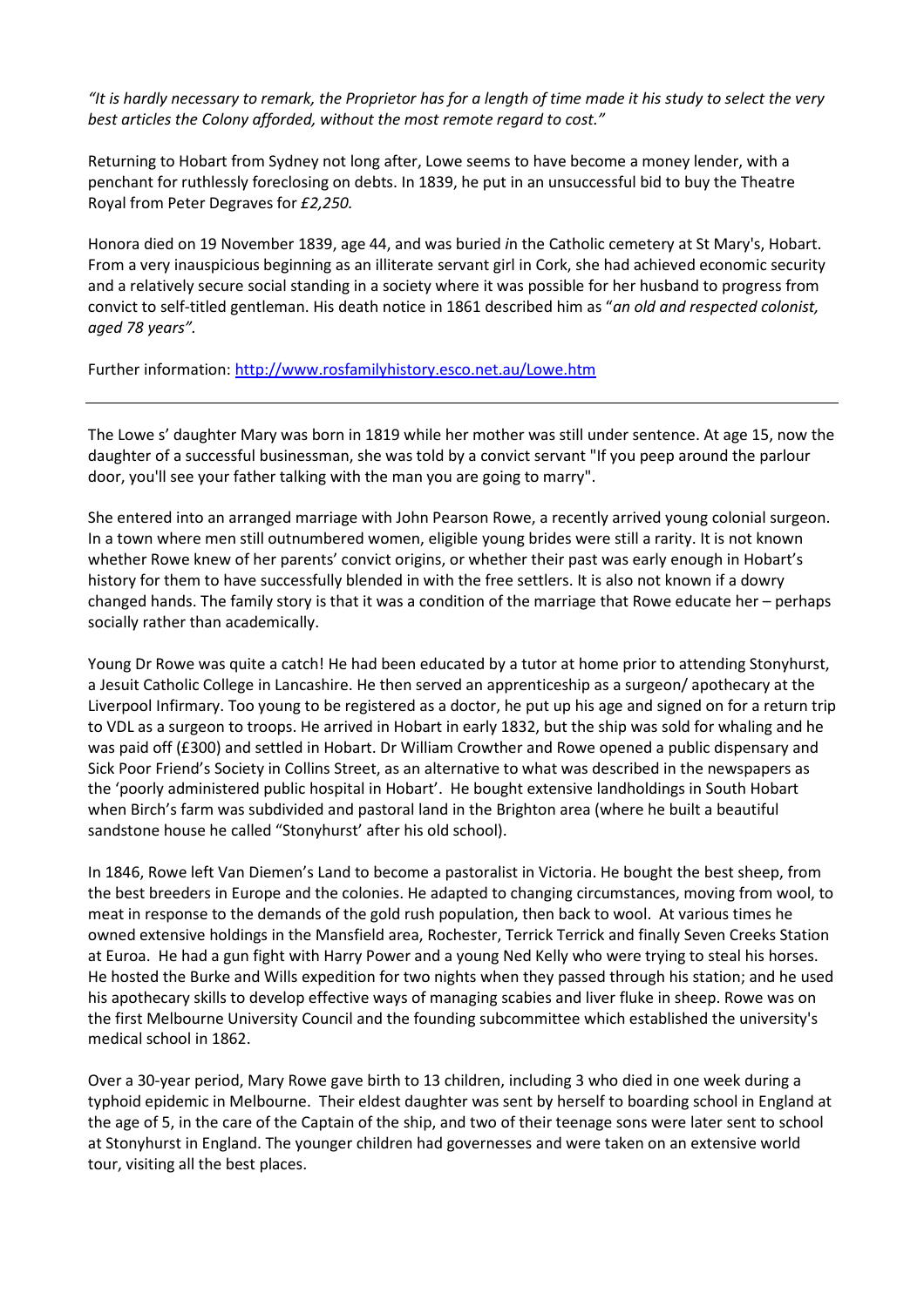*"It is hardly necessary to remark, the Proprietor has for a length of time made it his study to select the very best articles the Colony afforded, without the most remote regard to cost."*

Returning to Hobart from Sydney not long after, Lowe seems to have become a money lender, with a penchant for ruthlessly foreclosing on debts. In 1839, he put in an unsuccessful bid to buy the Theatre Royal from Peter Degraves for *£2,250.*

Honora died on 19 November 1839, age 44, and was buried *i*n the Catholic cemetery at St Mary's, Hobart. From a very inauspicious beginning as an illiterate servant girl in Cork, she had achieved economic security and a relatively secure social standing in a society where it was possible for her husband to progress from convict to self-titled gentleman. His death notice in 1861 described him as "*an old and respected colonist, aged 78 years".*

Further information: [http://www.rosfamilyhistory.esco.net.au/Lowe.htm](http://www.rosfamilyhistory.esco.net.au/Lowe.htm)

---

The Lowe s' daughter Mary was born in 1819 while her mother was still under sentence. At age 15, now the daughter of a successful businessman, she was told by a convict servant "If you peep around the parlour door, you'll see your father talking with the man you are going to marry".

She entered into an arranged marriage with John Pearson Rowe, a recently arrived young colonial surgeon. In a town where men still outnumbered women, eligible young brides were still a rarity. It is not known whether Rowe knew of her parents' convict origins, or whether their past was early enough in Hobart's history for them to have successfully blended in with the free settlers. It is also not known if a dowry changed hands. The family story is that it was a condition of the marriage that Rowe educate her – perhaps socially rather than academically.

Young Dr Rowe was quite a catch! He had been educated by a tutor at home prior to attending Stonyhurst, a Jesuit Catholic College in Lancashire. He then served an apprenticeship as a surgeon/ apothecary at the Liverpool Infirmary. Too young to be registered as a doctor, he put up his age and signed on for a return trip to VDL as a surgeon to troops. He arrived in Hobart in early 1832, but the ship was sold for whaling and he was paid off (£300) and settled in Hobart. Dr William Crowther and Rowe opened a public dispensary and Sick Poor Friend's Society in Collins Street, as an alternative to what was described in the newspapers as the 'poorly administered public hospital in Hobart'. He bought extensive landholdings in South Hobart when Birch's farm was subdivided and pastoral land in the Brighton area (where he built a beautiful sandstone house he called "Stonyhurst' after his old school).

In 1846, Rowe left Van Diemen's Land to become a pastoralist in Victoria. He bought the best sheep, from the best breeders in Europe and the colonies. He adapted to changing circumstances, moving from wool, to meat in response to the demands of the gold rush population, then back to wool. At various times he owned extensive holdings in the Mansfield area, Rochester, Terrick Terrick and finally Seven Creeks Station at Euroa. He had a gun fight with Harry Power and a young Ned Kelly who were trying to steal his horses. He hosted the Burke and Wills expedition for two nights when they passed through his station; and he used his apothecary skills to develop effective ways of managing scabies and liver fluke in sheep. Rowe was on the first Melbourne University Council and the founding subcommittee which established the university's medical school in 1862.

Over a 30-year period, Mary Rowe gave birth to 13 children, including 3 who died in one week during a typhoid epidemic in Melbourne. Their eldest daughter was sent by herself to boarding school in England at the age of 5, in the care of the Captain of the ship, and two of their teenage sons were later sent to school at Stonyhurst in England. The younger children had governesses and were taken on an extensive world tour, visiting all the best places.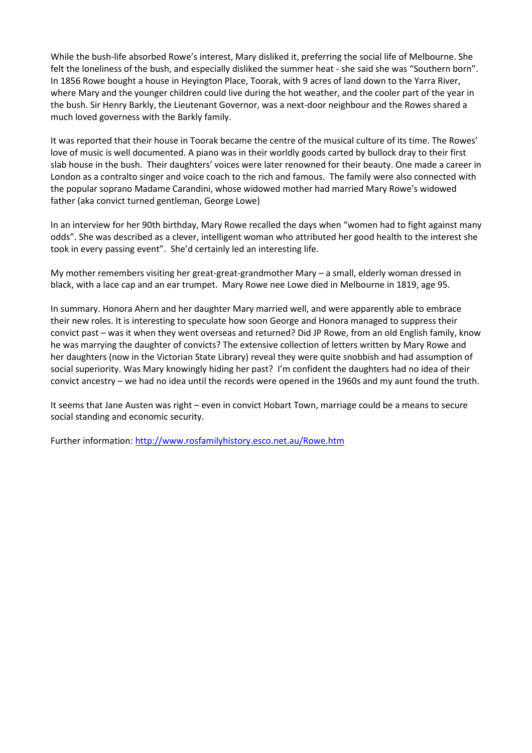While the bush-life absorbed Rowe's interest, Mary disliked it, preferring the social life of Melbourne. She felt the loneliness of the bush, and especially disliked the summer heat - she said she was "Southern born". In 1856 Rowe bought a house in Heyington Place, Toorak, with 9 acres of land down to the Yarra River, where Mary and the younger children could live during the hot weather, and the cooler part of the year in the bush. Sir Henry Barkly, the Lieutenant Governor, was a next-door neighbour and the Rowes shared a much loved governess with the Barkly family.

It was reported that their house in Toorak became the centre of the musical culture of its time. The Rowes' love of music is well documented. A piano was in their worldly goods carted by bullock dray to their first slab house in the bush. Their daughters' voices were later renowned for their beauty. One made a career in London as a contralto singer and voice coach to the rich and famous. The family were also connected with the popular soprano Madame Carandini, whose widowed mother had married Mary Rowe's widowed father (aka convict turned gentleman, George Lowe)

In an interview for her 90th birthday, Mary Rowe recalled the days when "women had to fight against many odds". She was described as a clever, intelligent woman who attributed her good health to the interest she took in every passing event". She'd certainly led an interesting life.

My mother remembers visiting her great-great-grandmother Mary – a small, elderly woman dressed in black, with a lace cap and an ear trumpet. Mary Rowe nee Lowe died in Melbourne in 1819, age 95.

In summary. Honora Ahern and her daughter Mary married well, and were apparently able to embrace their new roles. It is interesting to speculate how soon George and Honora managed to suppress their convict past – was it when they went overseas and returned? Did JP Rowe, from an old English family, know he was marrying the daughter of convicts? The extensive collection of letters written by Mary Rowe and her daughters (now in the Victorian State Library) reveal they were quite snobbish and had assumption of social superiority. Was Mary knowingly hiding her past? I'm confident the daughters had no idea of their convict ancestry – we had no idea until the records were opened in the 1960s and my aunt found the truth.

It seems that Jane Austen was right – even in convict Hobart Town, marriage could be a means to secure social standing and economic security.

Further information: [http://www.rosfamilyhistory.esco.net.au/Rowe.htm](http://www.rosfamilyhistory.esco.net.au/Rowe.htm)